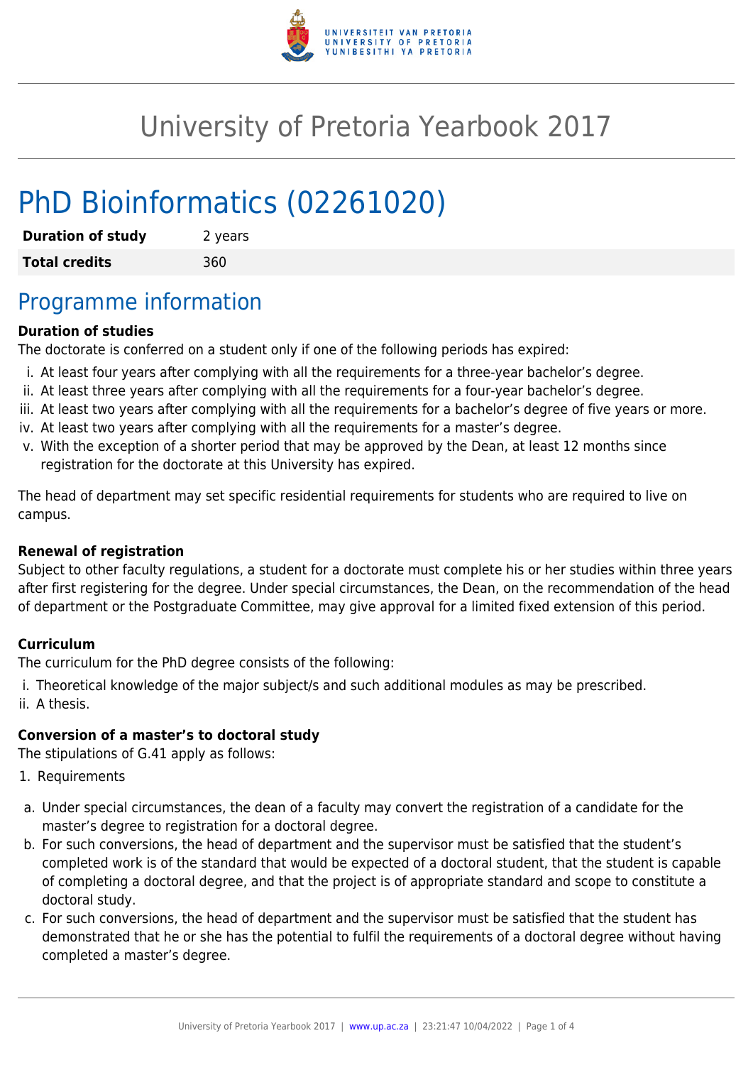# University of Pretoria Yearbook 2017

# PhD Bioinformatics (02261020)

| **Duration of study** | 2 years |
|---|---|
| **Total credits** | 360 |

## Programme information

**Duration of studies**

The doctorate is conferred on a student only if one of the following periods has expired:

i. At least four years after complying with all the requirements for a three-year bachelor's degree.
ii. At least three years after complying with all the requirements for a four-year bachelor's degree.
iii. At least two years after complying with all the requirements for a bachelor's degree of five years or more.
iv. At least two years after complying with all the requirements for a master's degree.
v. With the exception of a shorter period that may be approved by the Dean, at least 12 months since registration for the doctorate at this University has expired.

The head of department may set specific residential requirements for students who are required to live on campus.

**Renewal of registration**

Subject to other faculty regulations, a student for a doctorate must complete his or her studies within three years after first registering for the degree. Under special circumstances, the Dean, on the recommendation of the head of department or the Postgraduate Committee, may give approval for a limited fixed extension of this period.

**Curriculum**

The curriculum for the PhD degree consists of the following:

i. Theoretical knowledge of the major subject/s and such additional modules as may be prescribed.
ii. A thesis.

**Conversion of a master's to doctoral study**

The stipulations of G.41 apply as follows:

1. Requirements

a. Under special circumstances, the dean of a faculty may convert the registration of a candidate for the master's degree to registration for a doctoral degree.
b. For such conversions, the head of department and the supervisor must be satisfied that the student's completed work is of the standard that would be expected of a doctoral student, that the student is capable of completing a doctoral degree, and that the project is of appropriate standard and scope to constitute a doctoral study.
c. For such conversions, the head of department and the supervisor must be satisfied that the student has demonstrated that he or she has the potential to fulfil the requirements of a doctoral degree without having completed a master's degree.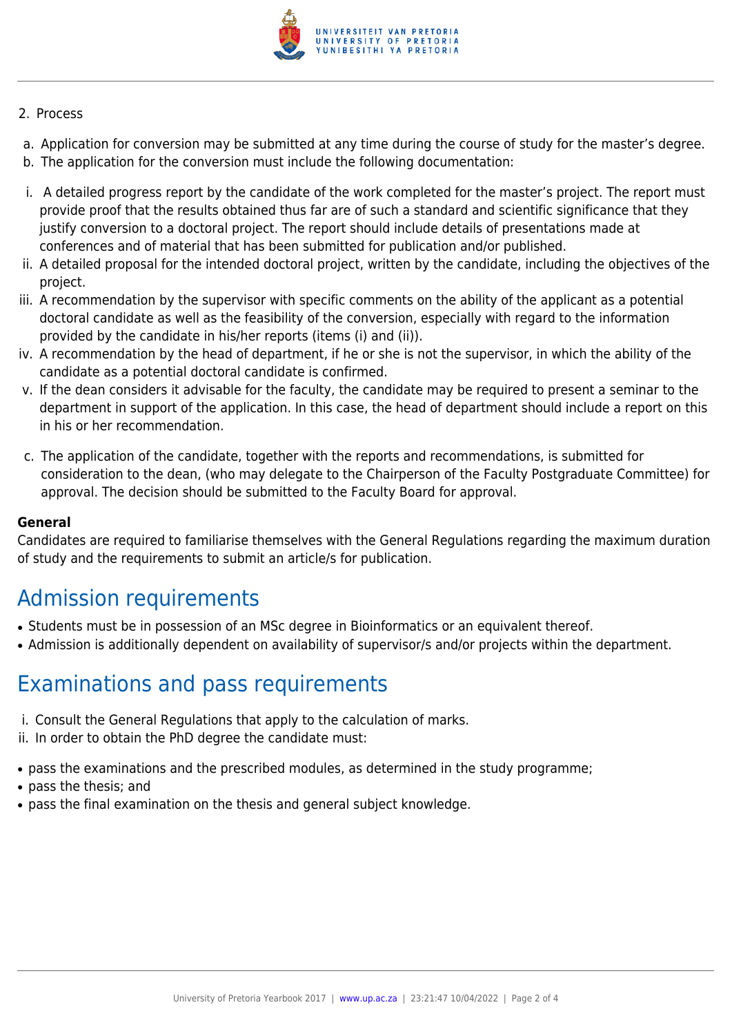2. Process

a. Application for conversion may be submitted at any time during the course of study for the master's degree.
b. The application for the conversion must include the following documentation:

i. A detailed progress report by the candidate of the work completed for the master's project. The report must provide proof that the results obtained thus far are of such a standard and scientific significance that they justify conversion to a doctoral project. The report should include details of presentations made at conferences and of material that has been submitted for publication and/or published.
ii. A detailed proposal for the intended doctoral project, written by the candidate, including the objectives of the project.
iii. A recommendation by the supervisor with specific comments on the ability of the applicant as a potential doctoral candidate as well as the feasibility of the conversion, especially with regard to the information provided by the candidate in his/her reports (items (i) and (ii)).
iv. A recommendation by the head of department, if he or she is not the supervisor, in which the ability of the candidate as a potential doctoral candidate is confirmed.
v. If the dean considers it advisable for the faculty, the candidate may be required to present a seminar to the department in support of the application. In this case, the head of department should include a report on this in his or her recommendation.

c. The application of the candidate, together with the reports and recommendations, is submitted for consideration to the dean, (who may delegate to the Chairperson of the Faculty Postgraduate Committee) for approval. The decision should be submitted to the Faculty Board for approval.

**General**

Candidates are required to familiarise themselves with the General Regulations regarding the maximum duration of study and the requirements to submit an article/s for publication.

# Admission requirements

- Students must be in possession of an MSc degree in Bioinformatics or an equivalent thereof.
- Admission is additionally dependent on availability of supervisor/s and/or projects within the department.

# Examinations and pass requirements

i. Consult the General Regulations that apply to the calculation of marks.
ii. In order to obtain the PhD degree the candidate must:

- pass the examinations and the prescribed modules, as determined in the study programme;
- pass the thesis; and
- pass the final examination on the thesis and general subject knowledge.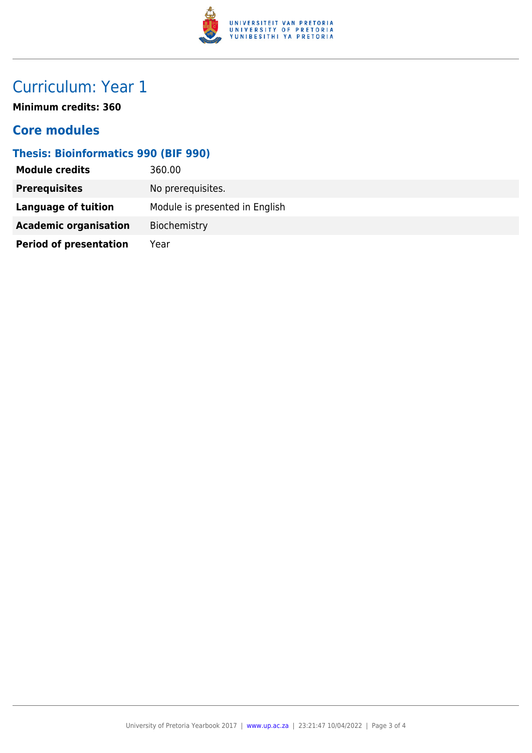# Curriculum: Year 1

**Minimum credits: 360**

## Core modules

### Thesis: Bioinformatics 990 (BIF 990)

| | |
|---|---|
| **Module credits** | 360.00 |
| **Prerequisites** | No prerequisites. |
| **Language of tuition** | Module is presented in English |
| **Academic organisation** | Biochemistry |
| **Period of presentation** | Year |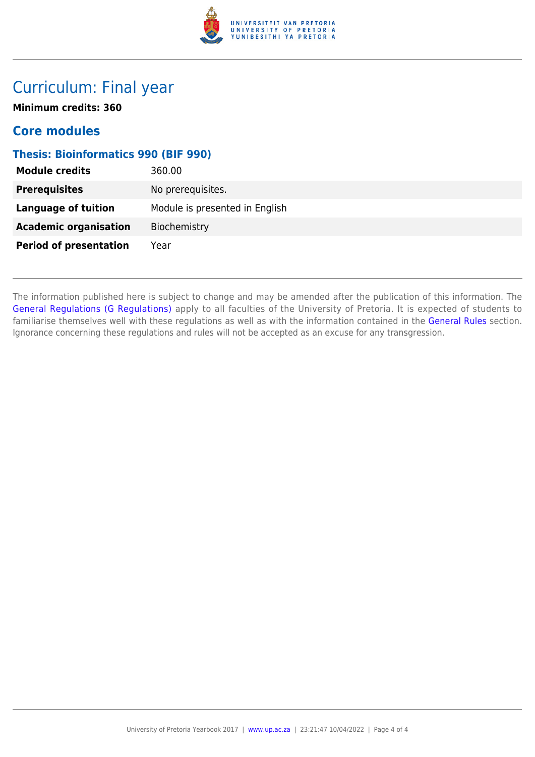# Curriculum: Final year

**Minimum credits: 360**

## Core modules

### Thesis: Bioinformatics 990 (BIF 990)

| | |
|---|---|
| **Module credits** | 360.00 |
| **Prerequisites** | No prerequisites. |
| **Language of tuition** | Module is presented in English |
| **Academic organisation** | Biochemistry |
| **Period of presentation** | Year |

The information published here is subject to change and may be amended after the publication of this information. The General Regulations (G Regulations) apply to all faculties of the University of Pretoria. It is expected of students to familiarise themselves well with these regulations as well as with the information contained in the General Rules section. Ignorance concerning these regulations and rules will not be accepted as an excuse for any transgression.